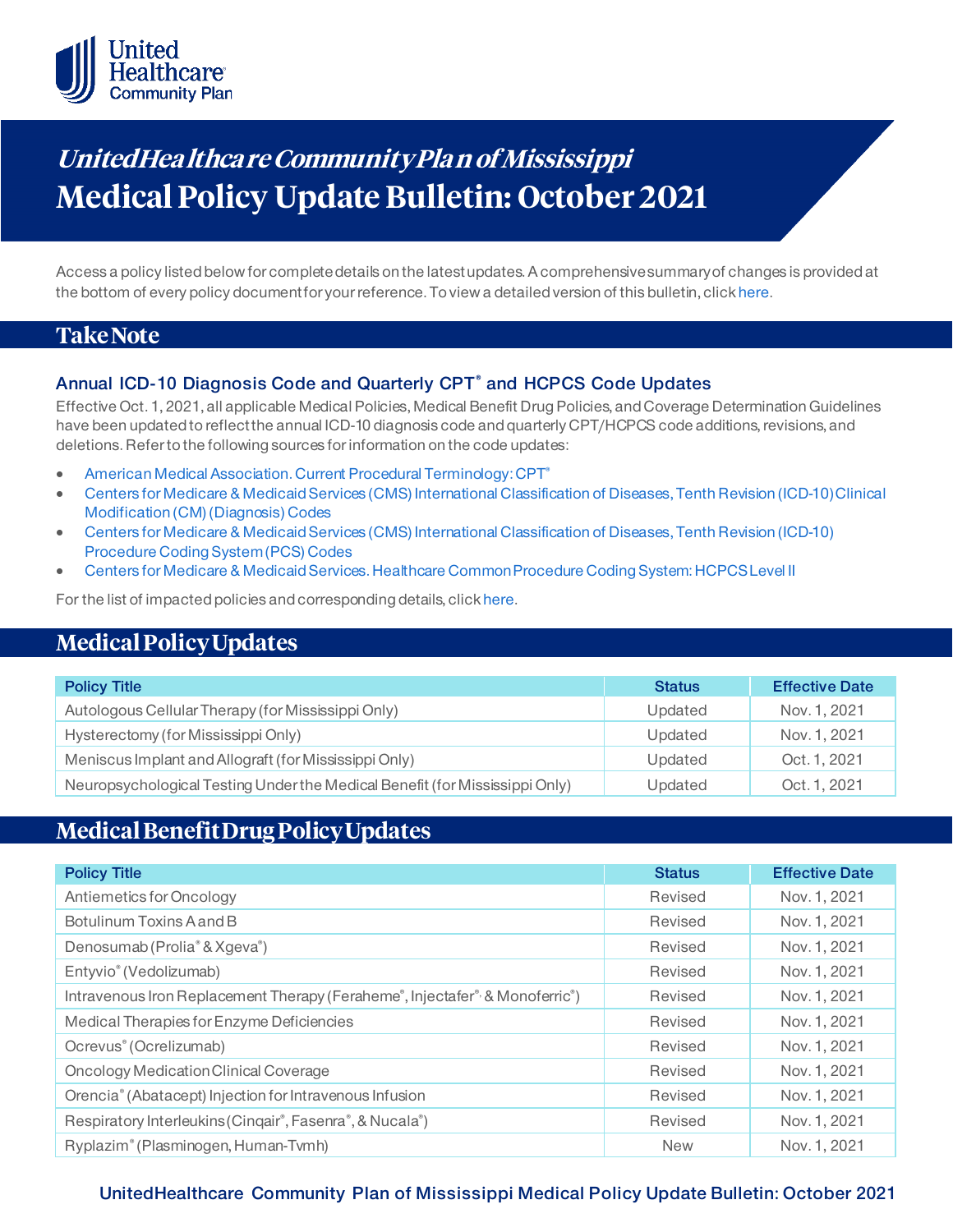# UnitedHealthcare Community Plan of Mississippi

# Medical Policy Update Bulletin: October 2021

Access a policy listed below for complete details on the latest updates. A comprehensive summary of changes is provided at the bottom of every policy document for your reference. To view a detailed version of this bulletin, click here.

## Take Note

### Annual ICD-10 Diagnosis Code and Quarterly CPT® and HCPCS Code Updates

Effective Oct. 1, 2021, all applicable Medical Policies, Medical Benefit Drug Policies, and Coverage Determination Guidelines have been updated to reflect the annual ICD-10 diagnosis code and quarterly CPT/HCPCS code additions, revisions, and deletions. Refer to the following sources for information on the code updates:

- American Medical Association. Current Procedural Terminology: CPT®
- Centers for Medicare & Medicaid Services (CMS) International Classification of Diseases, Tenth Revision (ICD-10) Clinical Modification (CM) (Diagnosis) Codes
- Centers for Medicare & Medicaid Services (CMS) International Classification of Diseases, Tenth Revision (ICD-10) Procedure Coding System (PCS) Codes
- Centers for Medicare & Medicaid Services. Healthcare Common Procedure Coding System: HCPCS Level II

For the list of impacted policies and corresponding details, click here.

## Medical Policy Updates

| Policy Title | Status | Effective Date |
|---|---|---|
| Autologous Cellular Therapy (for Mississippi Only) | Updated | Nov. 1, 2021 |
| Hysterectomy (for Mississippi Only) | Updated | Nov. 1, 2021 |
| Meniscus Implant and Allograft (for Mississippi Only) | Updated | Oct. 1, 2021 |
| Neuropsychological Testing Under the Medical Benefit (for Mississippi Only) | Updated | Oct. 1, 2021 |

## Medical Benefit Drug Policy Updates

| Policy Title | Status | Effective Date |
|---|---|---|
| Antiemetics for Oncology | Revised | Nov. 1, 2021 |
| Botulinum Toxins A and B | Revised | Nov. 1, 2021 |
| Denosumab (Prolia® & Xgeva®) | Revised | Nov. 1, 2021 |
| Entyvio® (Vedolizumab) | Revised | Nov. 1, 2021 |
| Intravenous Iron Replacement Therapy (Feraheme®, Injectafer®, & Monoferric®) | Revised | Nov. 1, 2021 |
| Medical Therapies for Enzyme Deficiencies | Revised | Nov. 1, 2021 |
| Ocrevus® (Ocrelizumab) | Revised | Nov. 1, 2021 |
| Oncology Medication Clinical Coverage | Revised | Nov. 1, 2021 |
| Orencia® (Abatacept) Injection for Intravenous Infusion | Revised | Nov. 1, 2021 |
| Respiratory Interleukins (Cinqair®, Fasenra®, & Nucala®) | Revised | Nov. 1, 2021 |
| Ryplazim® (Plasminogen, Human-Tvmh) | New | Nov. 1, 2021 |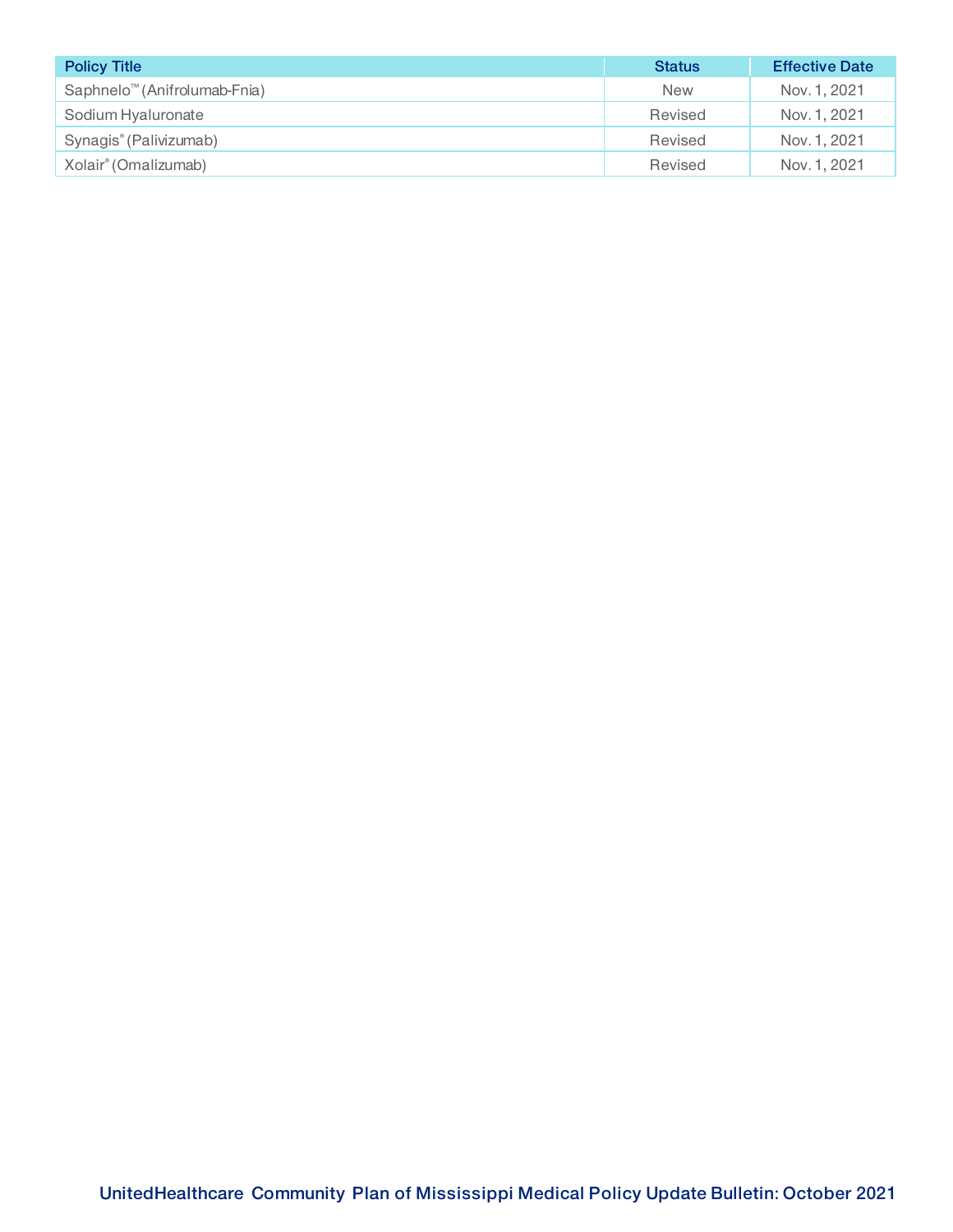| Policy Title | Status | Effective Date |
|---|---|---|
| Saphnelo™ (Anifrolumab-Fnia) | New | Nov. 1, 2021 |
| Sodium Hyaluronate | Revised | Nov. 1, 2021 |
| Synagis® (Palivizumab) | Revised | Nov. 1, 2021 |
| Xolair® (Omalizumab) | Revised | Nov. 1, 2021 |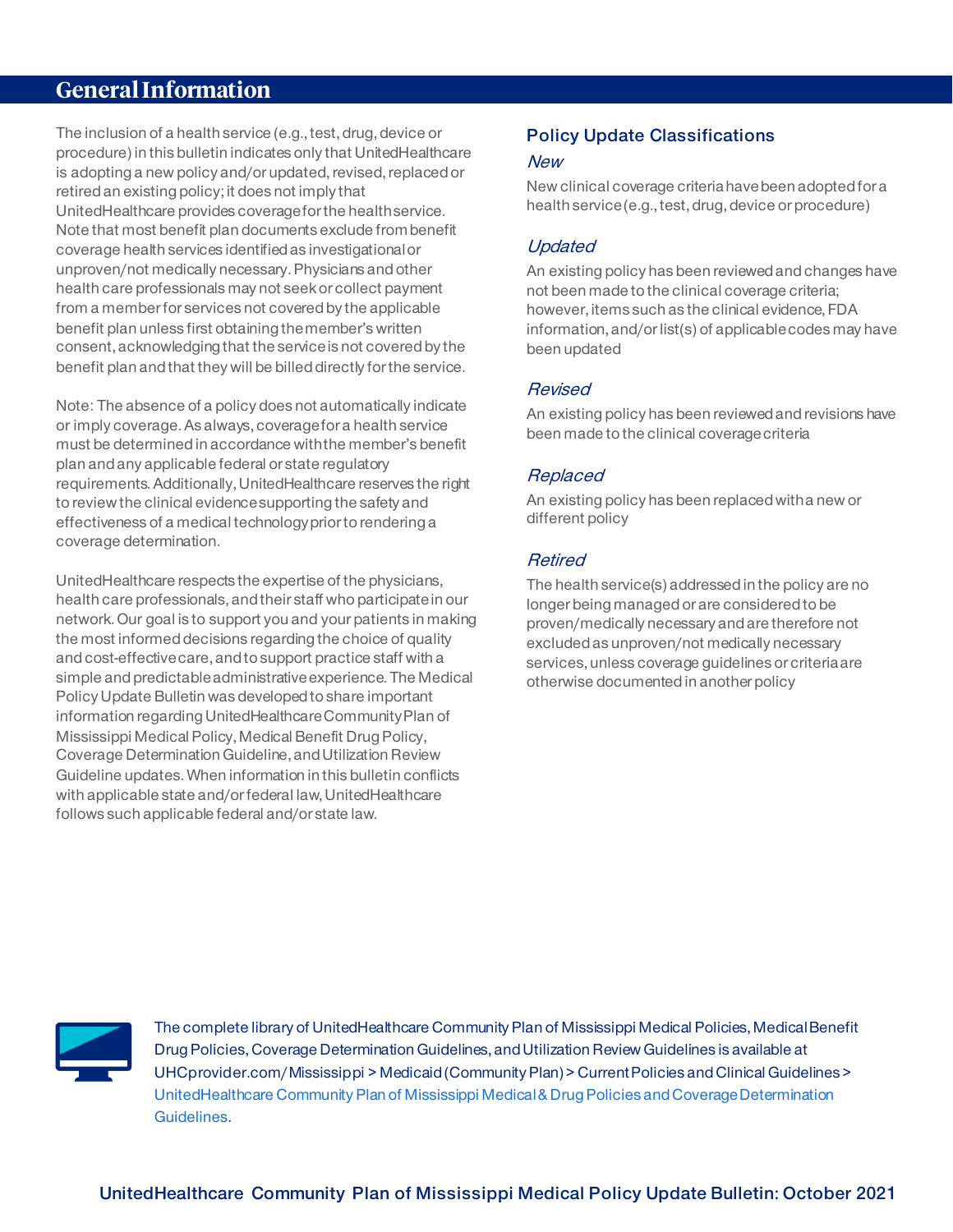## General Information

The inclusion of a health service (e.g., test, drug, device or procedure) in this bulletin indicates only that UnitedHealthcare is adopting a new policy and/or updated, revised, replaced or retired an existing policy; it does not imply that UnitedHealthcare provides coverage for the health service. Note that most benefit plan documents exclude from benefit coverage health services identified as investigational or unproven/not medically necessary. Physicians and other health care professionals may not seek or collect payment from a member for services not covered by the applicable benefit plan unless first obtaining the member's written consent, acknowledging that the service is not covered by the benefit plan and that they will be billed directly for the service.

Note: The absence of a policy does not automatically indicate or imply coverage. As always, coverage for a health service must be determined in accordance with the member's benefit plan and any applicable federal or state regulatory requirements. Additionally, UnitedHealthcare reserves the right to review the clinical evidence supporting the safety and effectiveness of a medical technology prior to rendering a coverage determination.

UnitedHealthcare respects the expertise of the physicians, health care professionals, and their staff who participate in our network. Our goal is to support you and your patients in making the most informed decisions regarding the choice of quality and cost-effective care, and to support practice staff with a simple and predictable administrative experience. The Medical Policy Update Bulletin was developed to share important information regarding UnitedHealthcare Community Plan of Mississippi Medical Policy, Medical Benefit Drug Policy, Coverage Determination Guideline, and Utilization Review Guideline updates. When information in this bulletin conflicts with applicable state and/or federal law, UnitedHealthcare follows such applicable federal and/or state law.

### Policy Update Classifications

*New*

New clinical coverage criteria have been adopted for a health service (e.g., test, drug, device or procedure)

*Updated*

An existing policy has been reviewed and changes have not been made to the clinical coverage criteria; however, items such as the clinical evidence, FDA information, and/or list(s) of applicable codes may have been updated

*Revised*

An existing policy has been reviewed and revisions have been made to the clinical coverage criteria

*Replaced*

An existing policy has been replaced with a new or different policy

*Retired*

The health service(s) addressed in the policy are no longer being managed or are considered to be proven/medically necessary and are therefore not excluded as unproven/not medically necessary services, unless coverage guidelines or criteria are otherwise documented in another policy

The complete library of UnitedHealthcare Community Plan of Mississippi Medical Policies, Medical Benefit Drug Policies, Coverage Determination Guidelines, and Utilization Review Guidelines is available at UHCprovider.com/Mississippi > Medicaid (Community Plan) > Current Policies and Clinical Guidelines > UnitedHealthcare Community Plan of Mississippi Medical & Drug Policies and Coverage Determination Guidelines.